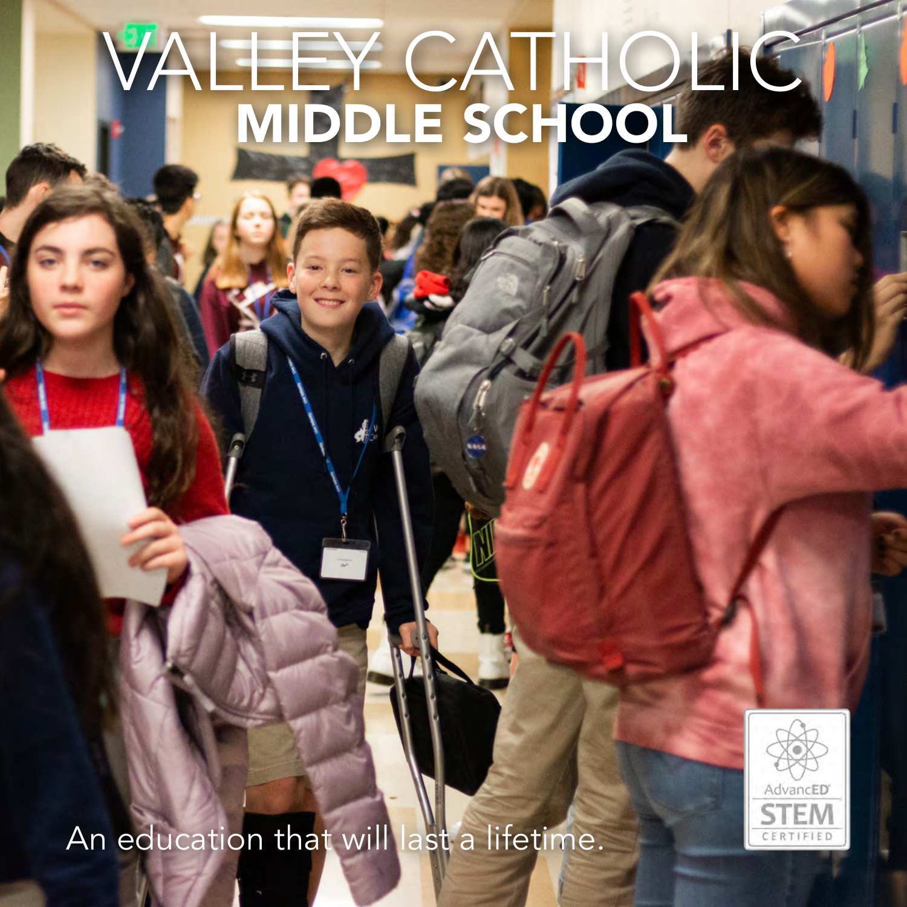# VALLEY CATHOLIC
## MIDDLE SCHOOL

An education that will last a lifetime.

AdvancED STEM CERTIFIED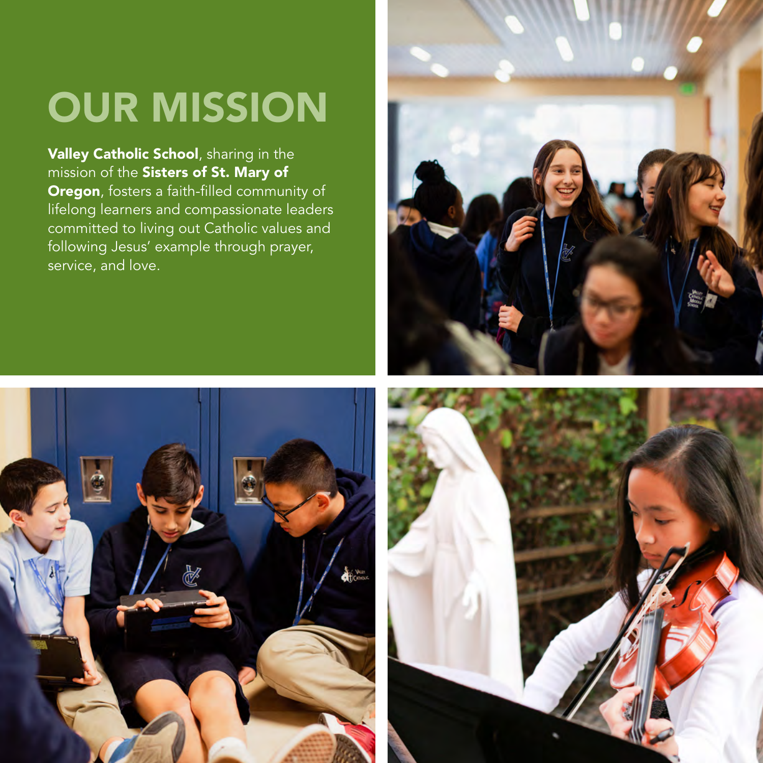# OUR MISSION

**Valley Catholic School**, sharing in the mission of the **Sisters of St. Mary of Oregon**, fosters a faith-filled community of lifelong learners and compassionate leaders committed to living out Catholic values and following Jesus' example through prayer, service, and love.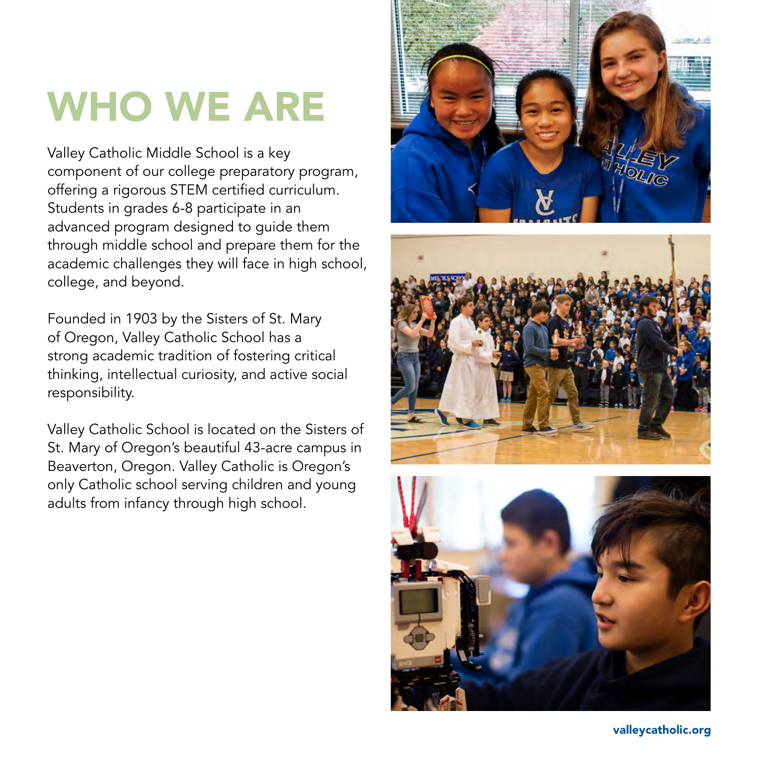# WHO WE ARE

Valley Catholic Middle School is a key component of our college preparatory program, offering a rigorous STEM certified curriculum. Students in grades 6-8 participate in an advanced program designed to guide them through middle school and prepare them for the academic challenges they will face in high school, college, and beyond.

Founded in 1903 by the Sisters of St. Mary of Oregon, Valley Catholic School has a strong academic tradition of fostering critical thinking, intellectual curiosity, and active social responsibility.

Valley Catholic School is located on the Sisters of St. Mary of Oregon's beautiful 43-acre campus in Beaverton, Oregon. Valley Catholic is Oregon's only Catholic school serving children and young adults from infancy through high school.

valleycatholic.org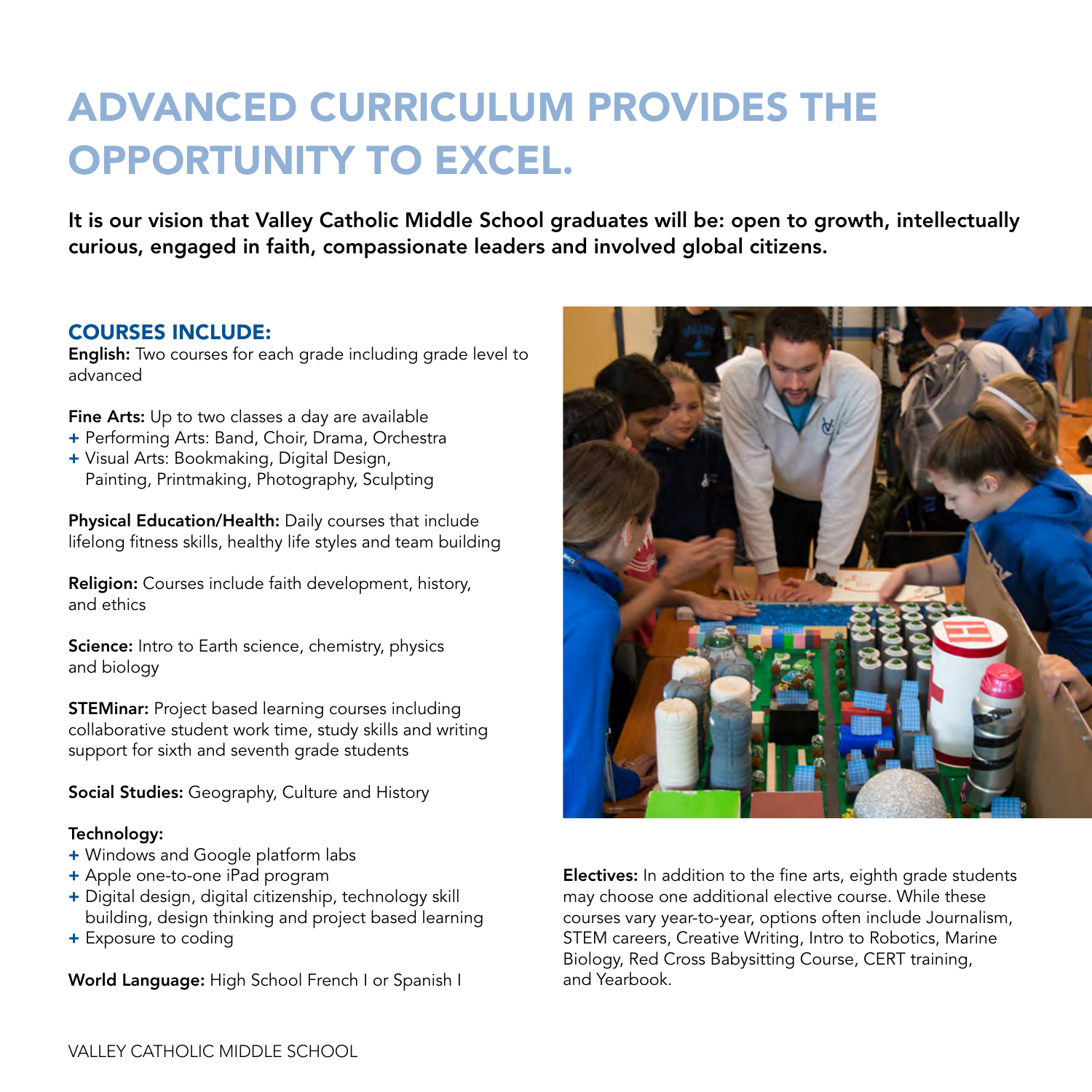# ADVANCED CURRICULUM PROVIDES THE OPPORTUNITY TO EXCEL.

**It is our vision that Valley Catholic Middle School graduates will be: open to growth, intellectually curious, engaged in faith, compassionate leaders and involved global citizens.**

## COURSES INCLUDE:

**English:** Two courses for each grade including grade level to advanced

**Fine Arts:** Up to two classes a day are available

+ Performing Arts: Band, Choir, Drama, Orchestra
+ Visual Arts: Bookmaking, Digital Design, Painting, Printmaking, Photography, Sculpting

**Physical Education/Health:** Daily courses that include lifelong fitness skills, healthy life styles and team building

**Religion:** Courses include faith development, history, and ethics

**Science:** Intro to Earth science, chemistry, physics and biology

**STEMinar:** Project based learning courses including collaborative student work time, study skills and writing support for sixth and seventh grade students

**Social Studies:** Geography, Culture and History

**Technology:**

+ Windows and Google platform labs
+ Apple one-to-one iPad program
+ Digital design, digital citizenship, technology skill building, design thinking and project based learning
+ Exposure to coding

**World Language:** High School French I or Spanish I

**Electives:** In addition to the fine arts, eighth grade students may choose one additional elective course. While these courses vary year-to-year, options often include Journalism, STEM careers, Creative Writing, Intro to Robotics, Marine Biology, Red Cross Babysitting Course, CERT training, and Yearbook.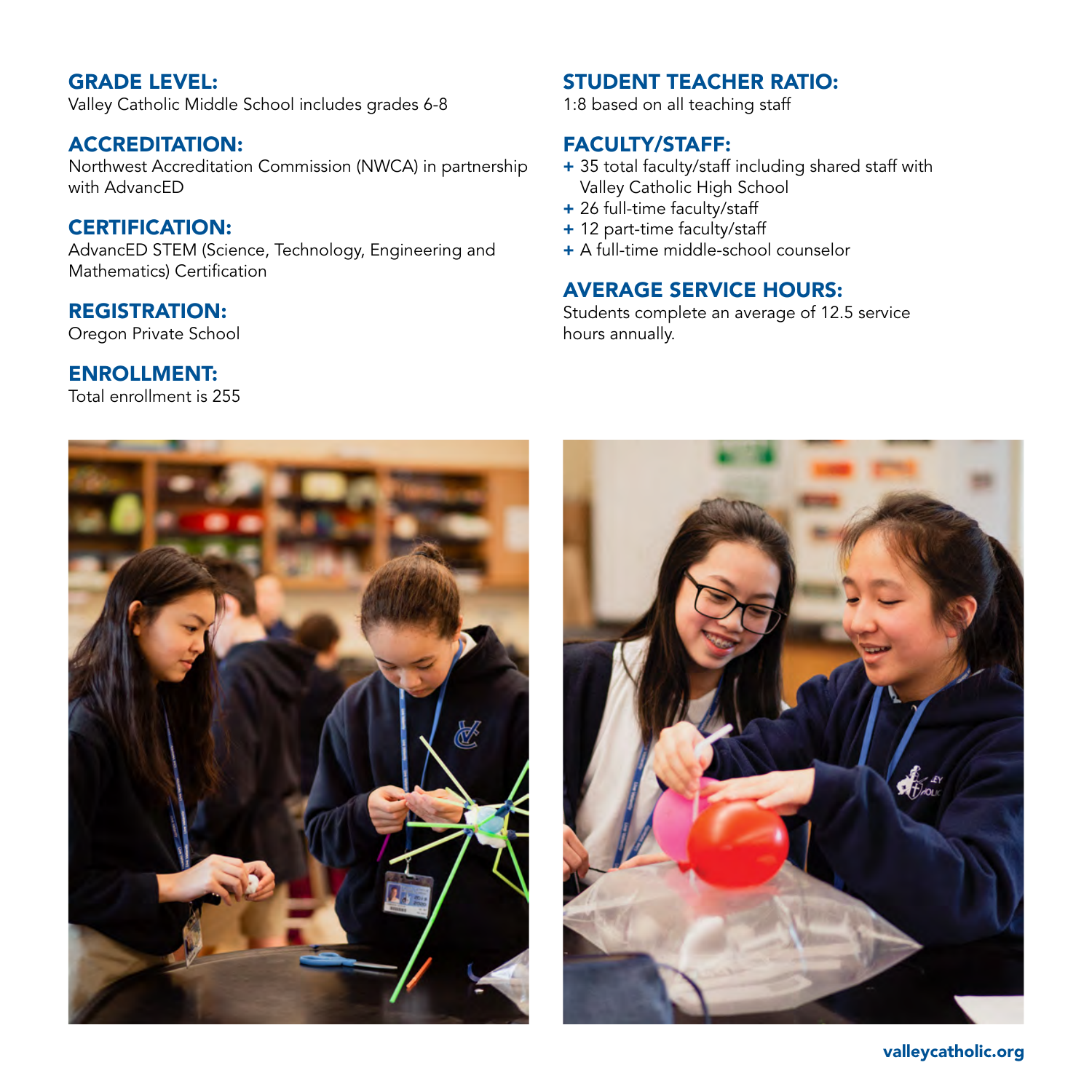## GRADE LEVEL:

Valley Catholic Middle School includes grades 6-8

## ACCREDITATION:

Northwest Accreditation Commission (NWCA) in partnership with AdvancED

## CERTIFICATION:

AdvancED STEM (Science, Technology, Engineering and Mathematics) Certification

## REGISTRATION:

Oregon Private School

## ENROLLMENT:

Total enrollment is 255

## STUDENT TEACHER RATIO:

1:8 based on all teaching staff

## FACULTY/STAFF:

+ 35 total faculty/staff including shared staff with Valley Catholic High School
+ 26 full-time faculty/staff
+ 12 part-time faculty/staff
+ A full-time middle-school counselor

## AVERAGE SERVICE HOURS:

Students complete an average of 12.5 service hours annually.

valleycatholic.org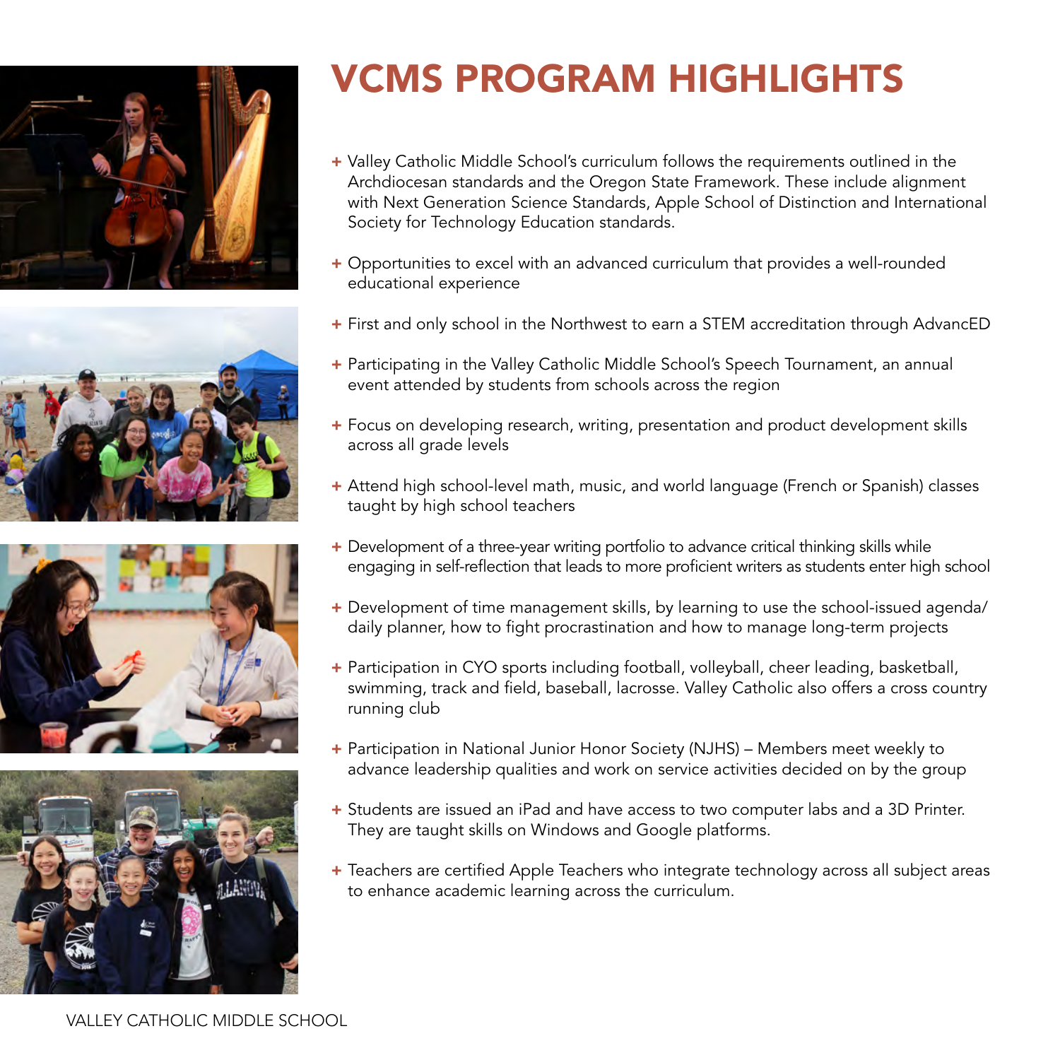# VCMS PROGRAM HIGHLIGHTS

- Valley Catholic Middle School's curriculum follows the requirements outlined in the Archdiocesan standards and the Oregon State Framework. These include alignment with Next Generation Science Standards, Apple School of Distinction and International Society for Technology Education standards.
- Opportunities to excel with an advanced curriculum that provides a well-rounded educational experience
- First and only school in the Northwest to earn a STEM accreditation through AdvancED
- Participating in the Valley Catholic Middle School's Speech Tournament, an annual event attended by students from schools across the region
- Focus on developing research, writing, presentation and product development skills across all grade levels
- Attend high school-level math, music, and world language (French or Spanish) classes taught by high school teachers
- Development of a three-year writing portfolio to advance critical thinking skills while engaging in self-reflection that leads to more proficient writers as students enter high school
- Development of time management skills, by learning to use the school-issued agenda/daily planner, how to fight procrastination and how to manage long-term projects
- Participation in CYO sports including football, volleyball, cheer leading, basketball, swimming, track and field, baseball, lacrosse. Valley Catholic also offers a cross country running club
- Participation in National Junior Honor Society (NJHS) – Members meet weekly to advance leadership qualities and work on service activities decided on by the group
- Students are issued an iPad and have access to two computer labs and a 3D Printer. They are taught skills on Windows and Google platforms.
- Teachers are certified Apple Teachers who integrate technology across all subject areas to enhance academic learning across the curriculum.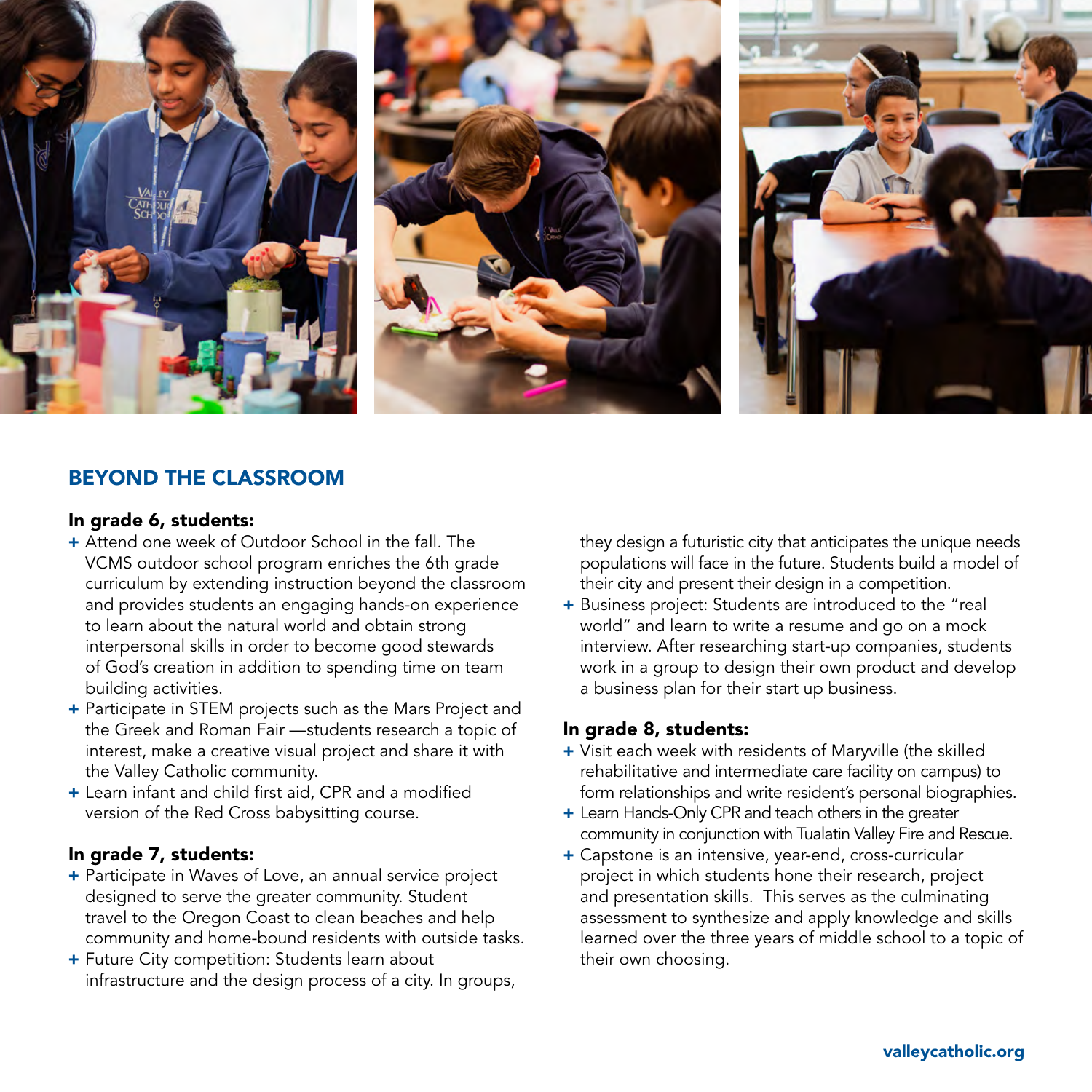## BEYOND THE CLASSROOM

**In grade 6, students:**

- Attend one week of Outdoor School in the fall. The VCMS outdoor school program enriches the 6th grade curriculum by extending instruction beyond the classroom and provides students an engaging hands-on experience to learn about the natural world and obtain strong interpersonal skills in order to become good stewards of God's creation in addition to spending time on team building activities.
- Participate in STEM projects such as the Mars Project and the Greek and Roman Fair —students research a topic of interest, make a creative visual project and share it with the Valley Catholic community.
- Learn infant and child first aid, CPR and a modified version of the Red Cross babysitting course.

**In grade 7, students:**

- Participate in Waves of Love, an annual service project designed to serve the greater community. Student travel to the Oregon Coast to clean beaches and help community and home-bound residents with outside tasks.
- Future City competition: Students learn about infrastructure and the design process of a city. In groups, they design a futuristic city that anticipates the unique needs populations will face in the future. Students build a model of their city and present their design in a competition.
- Business project: Students are introduced to the "real world" and learn to write a resume and go on a mock interview. After researching start-up companies, students work in a group to design their own product and develop a business plan for their start up business.

**In grade 8, students:**

- Visit each week with residents of Maryville (the skilled rehabilitative and intermediate care facility on campus) to form relationships and write resident's personal biographies.
- Learn Hands-Only CPR and teach others in the greater community in conjunction with Tualatin Valley Fire and Rescue.
- Capstone is an intensive, year-end, cross-curricular project in which students hone their research, project and presentation skills. This serves as the culminating assessment to synthesize and apply knowledge and skills learned over the three years of middle school to a topic of their own choosing.

valleycatholic.org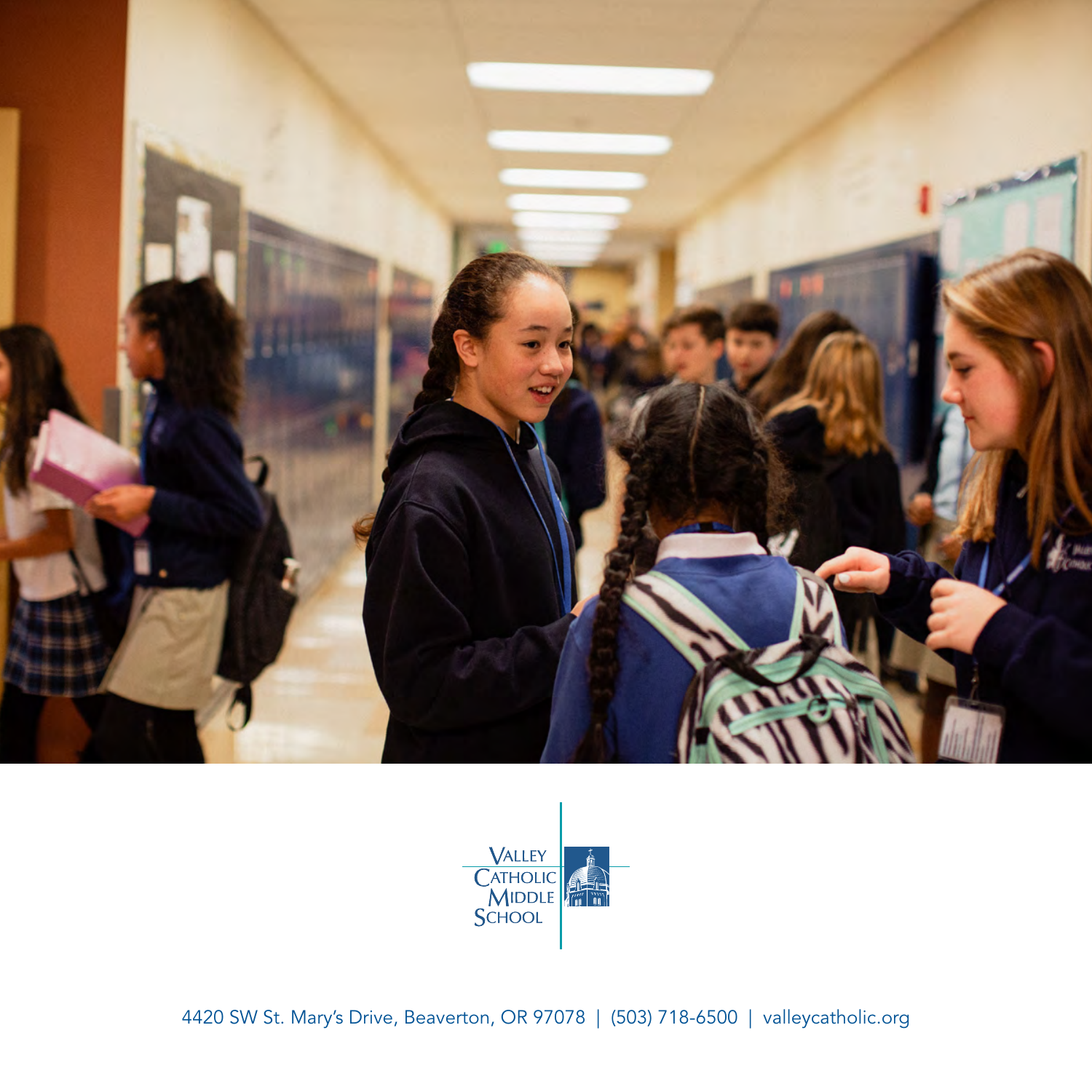Valley Catholic Middle School

4420 SW St. Mary's Drive, Beaverton, OR 97078 | (503) 718-6500 | valleycatholic.org